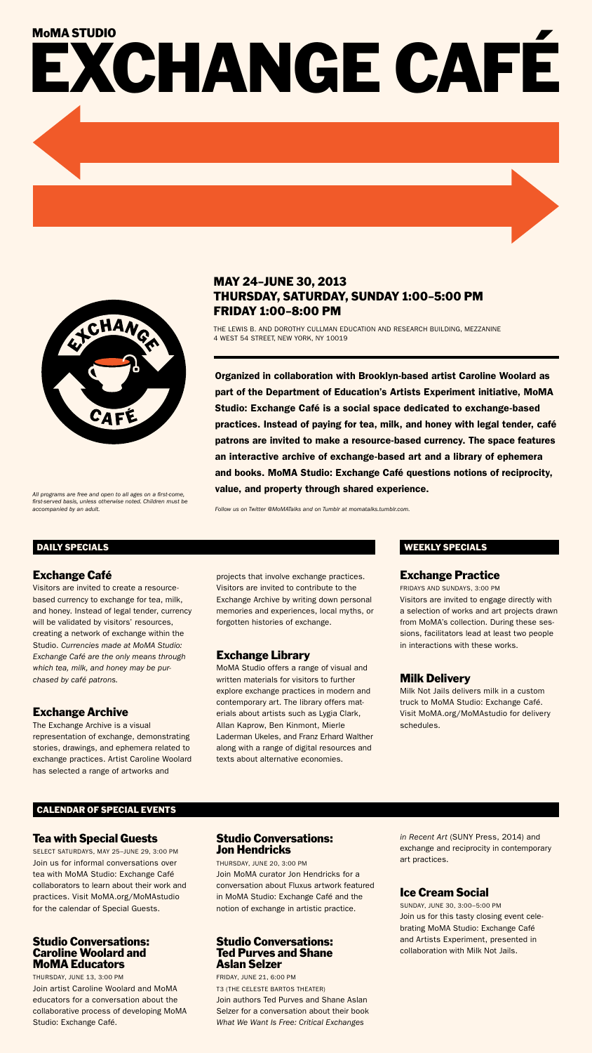MoMA STUDIO

# EXCHANGE CAFÉ

## MAY 24–JUNE 30, 2013
## THURSDAY, SATURDAY, SUNDAY 1:00–5:00 PM
## FRIDAY 1:00–8:00 PM

THE LEWIS B. AND DOROTHY CULLMAN EDUCATION AND RESEARCH BUILDING, MEZZANINE
4 WEST 54 STREET, NEW YORK, NY 10019

**Organized in collaboration with Brooklyn-based artist Caroline Woolard as part of the Department of Education's Artists Experiment initiative, MoMA Studio: Exchange Café is a social space dedicated to exchange-based practices. Instead of paying for tea, milk, and honey with legal tender, café patrons are invited to make a resource-based currency. The space features an interactive archive of exchange-based art and a library of ephemera and books. MoMA Studio: Exchange Café questions notions of reciprocity, value, and property through shared experience.**

*All programs are free and open to all ages on a first-come, first-served basis, unless otherwise noted. Children must be accompanied by an adult.*

*Follow us on Twitter @MoMATalks and on Tumblr at momatalks.tumblr.com.*

## DAILY SPECIALS

### Exchange Café

Visitors are invited to create a resource-based currency to exchange for tea, milk, and honey. Instead of legal tender, currency will be validated by visitors' resources, creating a network of exchange within the Studio. *Currencies made at MoMA Studio: Exchange Café are the only means through which tea, milk, and honey may be purchased by café patrons.*

### Exchange Archive

The Exchange Archive is a visual representation of exchange, demonstrating stories, drawings, and ephemera related to exchange practices. Artist Caroline Woolard has selected a range of artworks and projects that involve exchange practices. Visitors are invited to contribute to the Exchange Archive by writing down personal memories and experiences, local myths, or forgotten histories of exchange.

### Exchange Library

MoMA Studio offers a range of visual and written materials for visitors to further explore exchange practices in modern and contemporary art. The library offers materials about artists such as Lygia Clark, Allan Kaprow, Ben Kinmont, Mierle Laderman Ukeles, and Franz Erhard Walther along with a range of digital resources and texts about alternative economies.

## WEEKLY SPECIALS

### Exchange Practice

FRIDAYS AND SUNDAYS, 3:00 PM

Visitors are invited to engage directly with a selection of works and art projects drawn from MoMA's collection. During these sessions, facilitators lead at least two people in interactions with these works.

### Milk Delivery

Milk Not Jails delivers milk in a custom truck to MoMA Studio: Exchange Café. Visit MoMA.org/MoMAstudio for delivery schedules.

## CALENDAR OF SPECIAL EVENTS

### Tea with Special Guests

SELECT SATURDAYS, MAY 25–JUNE 29, 3:00 PM

Join us for informal conversations over tea with MoMA Studio: Exchange Café collaborators to learn about their work and practices. Visit MoMA.org/MoMAstudio for the calendar of Special Guests.

### Studio Conversations: Caroline Woolard and MoMA Educators

THURSDAY, JUNE 13, 3:00 PM

Join artist Caroline Woolard and MoMA educators for a conversation about the collaborative process of developing MoMA Studio: Exchange Café.

### Studio Conversations: Jon Hendricks

THURSDAY, JUNE 20, 3:00 PM

Join MoMA curator Jon Hendricks for a conversation about Fluxus artwork featured in MoMA Studio: Exchange Café and the notion of exchange in artistic practice.

### Studio Conversations: Ted Purves and Shane Aslan Selzer

FRIDAY, JUNE 21, 6:00 PM

T3 (THE CELESTE BARTOS THEATER)

Join authors Ted Purves and Shane Aslan Selzer for a conversation about their book *What We Want Is Free: Critical Exchanges in Recent Art* (SUNY Press, 2014) and exchange and reciprocity in contemporary art practices.

### Ice Cream Social

SUNDAY, JUNE 30, 3:00–5:00 PM

Join us for this tasty closing event celebrating MoMA Studio: Exchange Café and Artists Experiment, presented in collaboration with Milk Not Jails.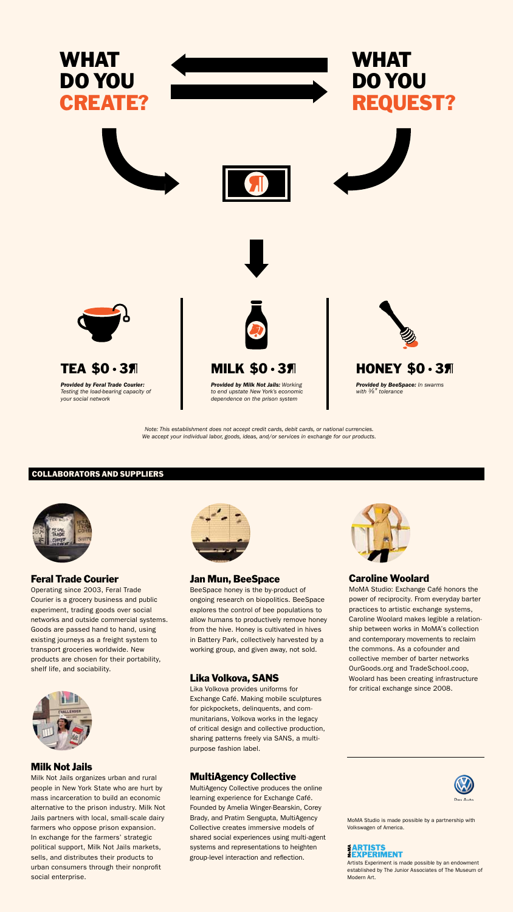# WHAT DO YOU CREATE?

# WHAT DO YOU REQUEST?

## TEA $0 • 3¶

***Provided by Feral Trade Courier:*** *Testing the load-bearing capacity of your social network*

## MILK $0 • 3¶

***Provided by Milk Not Jails:*** *Working to end upstate New York's economic dependence on the prison system*

## HONEY $0 • 3¶

***Provided by BeeSpace:*** *In swarms with ⅜" tolerance*

*Note: This establishment does not accept credit cards, debit cards, or national currencies. We accept your individual labor, goods, ideas, and/or services in exchange for our products.*

## COLLABORATORS AND SUPPLIERS

### Feral Trade Courier

Operating since 2003, Feral Trade Courier is a grocery business and public experiment, trading goods over social networks and outside commercial systems. Goods are passed hand to hand, using existing journeys as a freight system to transport groceries worldwide. New products are chosen for their portability, shelf life, and sociability.

### Milk Not Jails

Milk Not Jails organizes urban and rural people in New York State who are hurt by mass incarceration to build an economic alternative to the prison industry. Milk Not Jails partners with local, small-scale dairy farmers who oppose prison expansion. In exchange for the farmers' strategic political support, Milk Not Jails markets, sells, and distributes their products to urban consumers through their nonprofit social enterprise.

### Jan Mun, BeeSpace

BeeSpace honey is the by-product of ongoing research on biopolitics. BeeSpace explores the control of bee populations to allow humans to productively remove honey from the hive. Honey is cultivated in hives in Battery Park, collectively harvested by a working group, and given away, not sold.

### Lika Volkova, SANS

Lika Volkova provides uniforms for Exchange Café. Making mobile sculptures for pickpockets, delinquents, and communitarians, Volkova works in the legacy of critical design and collective production, sharing patterns freely via SANS, a multi-purpose fashion label.

### MultiAgency Collective

MultiAgency Collective produces the online learning experience for Exchange Café. Founded by Amelia Winger-Bearskin, Corey Brady, and Pratim Sengupta, MultiAgency Collective creates immersive models of shared social experiences using multi-agent systems and representations to heighten group-level interaction and reflection.

### Caroline Woolard

MoMA Studio: Exchange Café honors the power of reciprocity. From everyday barter practices to artistic exchange systems, Caroline Woolard makes legible a relationship between works in MoMA's collection and contemporary movements to reclaim the commons. As a cofounder and collective member of barter networks OurGoods.org and TradeSchool.coop, Woolard has been creating infrastructure for critical exchange since 2008.

MoMA Studio is made possible by a partnership with Volkswagen of America.

**ARTISTS EXPERIMENT**

Artists Experiment is made possible by an endowment established by The Junior Associates of The Museum of Modern Art.